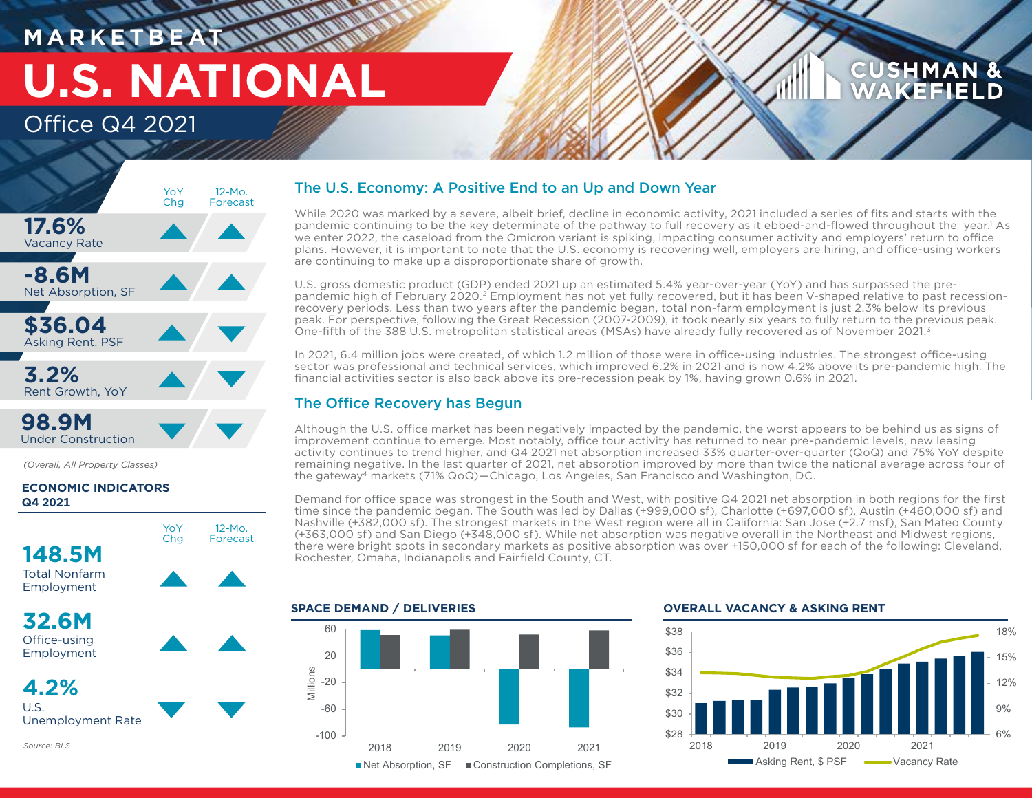# MARKETBEAT

# U.S. NATIONAL

## Office Q4 2021

| | YoY Chg | 12-Mo. Forecast |
|---|---|---|
| **17.6%** Vacancy Rate | ▲ | ▲ |
| **-8.6M** Net Absorption, SF | ▲ | ▲ |
| **$36.04** Asking Rent, PSF | ▲ | ▼ |
| **3.2%** Rent Growth, YoY | ▲ | ▼ |
| **98.9M** Under Construction | ▼ | ▼ |

*(Overall, All Property Classes)*

**ECONOMIC INDICATORS Q4 2021**

| | YoY Chg | 12-Mo. Forecast |
|---|---|---|
| **148.5M** Total Nonfarm Employment | ▲ | ▲ |
| **32.6M** Office-using Employment | ▲ | ▲ |
| **4.2%** U.S. Unemployment Rate | ▼ | ▼ |

*Source: BLS*

## The U.S. Economy: A Positive End to an Up and Down Year

While 2020 was marked by a severe, albeit brief, decline in economic activity, 2021 included a series of fits and starts with the pandemic continuing to be the key determinate of the pathway to full recovery as it ebbed-and-flowed throughout the year.[1] As we enter 2022, the caseload from the Omicron variant is spiking, impacting consumer activity and employers' return to office plans. However, it is important to note that the U.S. economy is recovering well, employers are hiring, and office-using workers are continuing to make up a disproportionate share of growth.

U.S. gross domestic product (GDP) ended 2021 up an estimated 5.4% year-over-year (YoY) and has surpassed the pre-pandemic high of February 2020.[2] Employment has not yet fully recovered, but it has been V-shaped relative to past recession-recovery periods. Less than two years after the pandemic began, total non-farm employment is just 2.3% below its previous peak. For perspective, following the Great Recession (2007-2009), it took nearly six years to fully return to the previous peak. One-fifth of the 388 U.S. metropolitan statistical areas (MSAs) have already fully recovered as of November 2021.[3]

In 2021, 6.4 million jobs were created, of which 1.2 million of those were in office-using industries. The strongest office-using sector was professional and technical services, which improved 6.2% in 2021 and is now 4.2% above its pre-pandemic high. The financial activities sector is also back above its pre-recession peak by 1%, having grown 0.6% in 2021.

## The Office Recovery has Begun

Although the U.S. office market has been negatively impacted by the pandemic, the worst appears to be behind us as signs of improvement continue to emerge. Most notably, office tour activity has returned to near pre-pandemic levels, new leasing activity continues to trend higher, and Q4 2021 net absorption increased 33% quarter-over-quarter (QoQ) and 75% YoY despite remaining negative. In the last quarter of 2021, net absorption improved by more than twice the national average across four of the gateway[4] markets (71% QoQ)—Chicago, Los Angeles, San Francisco and Washington, DC.

Demand for office space was strongest in the South and West, with positive Q4 2021 net absorption in both regions for the first time since the pandemic began. The South was led by Dallas (+999,000 sf), Charlotte (+697,000 sf), Austin (+460,000 sf) and Nashville (+382,000 sf). The strongest markets in the West region were all in California: San Jose (+2.7 msf), San Mateo County (+363,000 sf) and San Diego (+348,000 sf). While net absorption was negative overall in the Northeast and Midwest regions, there were bright spots in secondary markets as positive absorption was over +150,000 sf for each of the following: Cleveland, Rochester, Omaha, Indianapolis and Fairfield County, CT.

**SPACE DEMAND / DELIVERIES**

Millions (y-axis: -100 to 60); years 2018, 2019, 2020, 2021

■ Net Absorption, SF ■ Construction Completions, SF

**OVERALL VACANCY & ASKING RENT**

Asking rent axis: $28 to $38; vacancy axis: 6% to 18%; years 2018–2021

Asking Rent, $ PSF — Vacancy Rate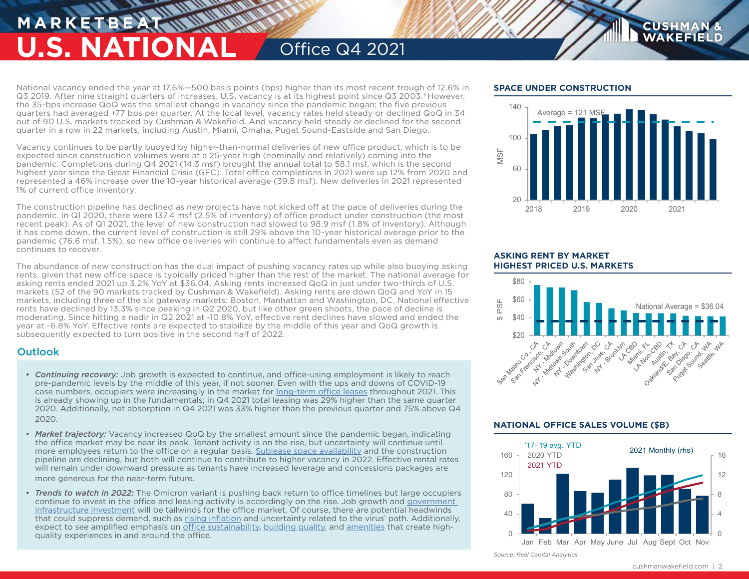# MARKETBEAT

# U.S. NATIONAL

## Office Q4 2021

National vacancy ended the year at 17.6%—500 basis points (bps) higher than its most recent trough of 12.6% in Q3 2019. After nine straight quarters of increases, U.S. vacancy is at its highest point since Q3 2003.[5] However, the 35-bps increase QoQ was the smallest change in vacancy since the pandemic began; the five previous quarters had averaged +77 bps per quarter. At the local level, vacancy rates held steady or declined QoQ in 34 out of 90 U.S. markets tracked by Cushman & Wakefield. And vacancy held steady or declined for the second quarter in a row in 22 markets, including Austin, Miami, Omaha, Puget Sound-Eastside and San Diego.

Vacancy continues to be partly buoyed by higher-than-normal deliveries of new office product, which is to be expected since construction volumes were at a 25-year high (nominally and relatively) coming into the pandemic. Completions during Q4 2021 (14.3 msf) brought the annual total to 58.1 msf, which is the second highest year since the Great Financial Crisis (GFC). Total office completions in 2021 were up 12% from 2020 and represented a 46% increase over the 10-year historical average (39.8 msf). New deliveries in 2021 represented 1% of current office inventory.

The construction pipeline has declined as new projects have not kicked off at the pace of deliveries during the pandemic. In Q1 2020, there were 137.4 msf (2.5% of inventory) of office product under construction (the most recent peak). As of Q1 2021, the level of new construction had slowed to 98.9 msf (1.8% of inventory). Although it has come down, the current level of construction is still 29% above the 10-year historical average prior to the pandemic (76.6 msf, 1.5%), so new office deliveries will continue to affect fundamentals even as demand continues to recover.

The abundance of new construction has the dual impact of pushing vacancy rates up while also buoying asking rents, given that new office space is typically priced higher than the rest of the market. The national average for asking rents ended 2021 up 3.2% YoY at $36.04. Asking rents increased QoQ in just under two-thirds of U.S. markets (52 of the 90 markets tracked by Cushman & Wakefield). Asking rents are down QoQ and YoY in 15 markets, including three of the six gateway markets: Boston, Manhattan and Washington, DC. National effective rents have declined by 13.3% since peaking in Q2 2020, but like other green shoots, the pace of decline is moderating. Since hitting a nadir in Q2 2021 at -10.8% YoY, effective rent declines have slowed and ended the year at -6.8% YoY. Effective rents are expected to stabilize by the middle of this year and QoQ growth is subsequently expected to turn positive in the second half of 2022.

## Outlook

- ***Continuing recovery:*** Job growth is expected to continue, and office-using employment is likely to reach pre-pandemic levels by the middle of this year, if not sooner. Even with the ups and downs of COVID-19 case numbers, occupiers were increasingly in the market for long-term office leases throughout 2021. This is already showing up in the fundamentals; in Q4 2021 total leasing was 29% higher than the same quarter 2020. Additionally, net absorption in Q4 2021 was 33% higher than the previous quarter and 75% above Q4 2020.
- ***Market trajectory:*** Vacancy increased QoQ by the smallest amount since the pandemic began, indicating the office market may be near its peak. Tenant activity is on the rise, but uncertainty will continue until more employees return to the office on a regular basis. Sublease space availability and the construction pipeline are declining, but both will continue to contribute to higher vacancy in 2022. Effective rental rates will remain under downward pressure as tenants have increased leverage and concessions packages are more generous for the near-term future.
- ***Trends to watch in 2022:*** The Omicron variant is pushing back return to office timelines but large occupiers continue to invest in the office and leasing activity is accordingly on the rise. Job growth and government infrastructure investment will be tailwinds for the office market. Of course, there are potential headwinds that could suppress demand, such as rising inflation and uncertainty related to the virus' path. Additionally, expect to see amplified emphasis on office sustainability, building quality, and amenities that create high-quality experiences in and around the office.

### SPACE UNDER CONSTRUCTION

Average = 121 MSF

### ASKING RENT BY MARKET HIGHEST PRICED U.S. MARKETS

National Average = $36.04

### NATIONAL OFFICE SALES VOLUME ($B)

'17-'19 avg. YTD, 2020 YTD, 2021 YTD, 2021 Monthly (rhs)

Source: Real Capital Analytics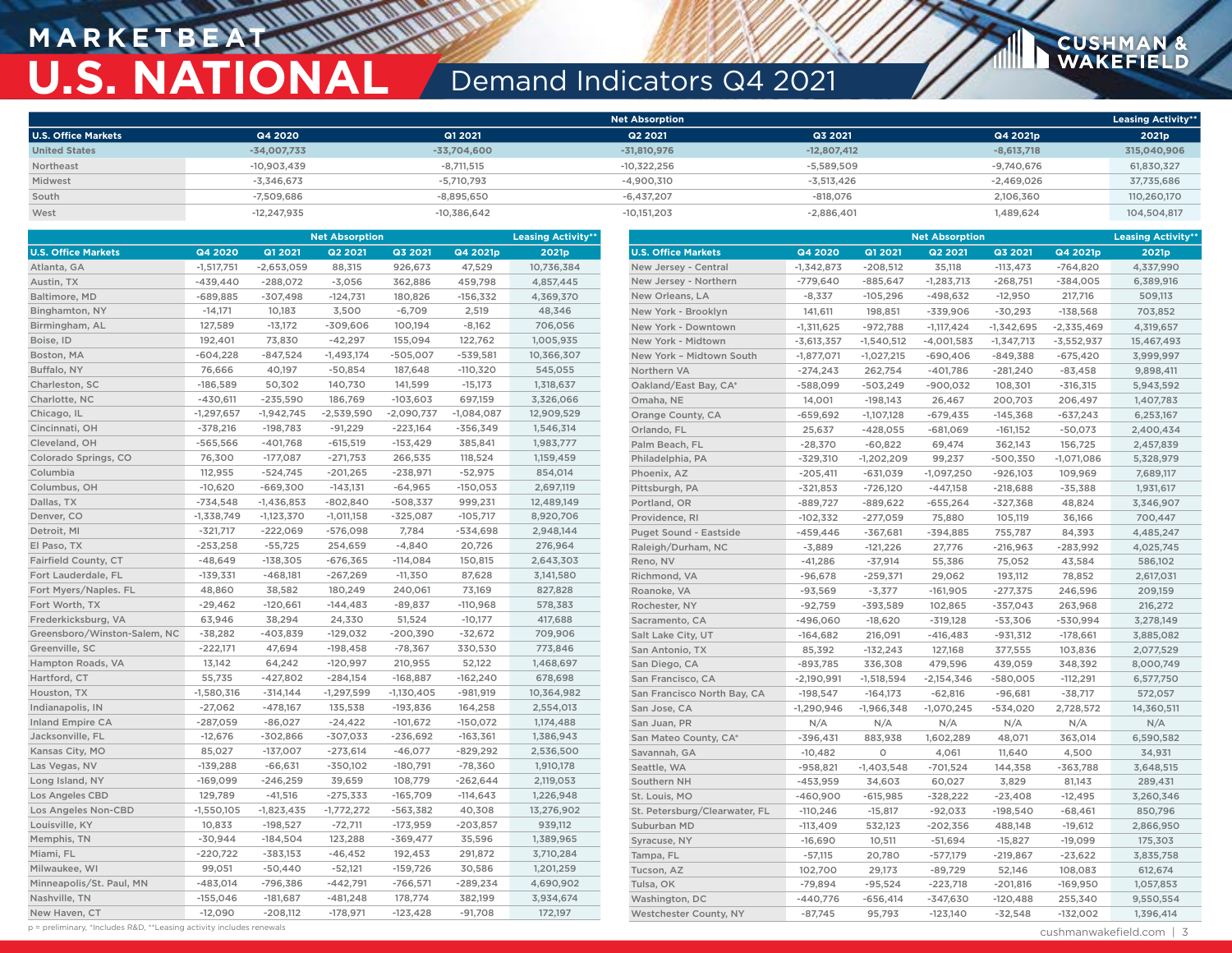# MARKETBEAT

# U.S. NATIONAL

## Demand Indicators Q4 2021

| | Net Absorption | | | | | Leasing Activity** |
|---|---|---|---|---|---|---|
| U.S. Office Markets | Q4 2020 | Q1 2021 | Q2 2021 | Q3 2021 | Q4 2021p | 2021p |
| United States | -34,007,733 | -33,704,600 | -31,810,976 | -12,807,412 | -8,613,718 | 315,040,906 |
| Northeast | -10,903,439 | -8,711,515 | -10,322,256 | -5,589,509 | -9,740,676 | 61,830,327 |
| Midwest | -3,346,673 | -5,710,793 | -4,900,310 | -3,513,426 | -2,469,026 | 37,735,686 |
| South | -7,509,686 | -8,895,650 | -6,437,207 | -818,076 | 2,106,360 | 110,260,170 |
| West | -12,247,935 | -10,386,642 | -10,151,203 | -2,886,401 | 1,489,624 | 104,504,817 |

| | Net Absorption | | | | | Leasing Activity** |
|---|---|---|---|---|---|---|
| U.S. Office Markets | Q4 2020 | Q1 2021 | Q2 2021 | Q3 2021 | Q4 2021p | 2021p |
| Atlanta, GA | -1,517,751 | -2,653,059 | 88,315 | 926,673 | 47,529 | 10,736,384 |
| Austin, TX | -439,440 | -288,072 | -3,056 | 362,886 | 459,798 | 4,857,445 |
| Baltimore, MD | -689,885 | -307,498 | -124,731 | 180,826 | -156,332 | 4,369,370 |
| Binghamton, NY | -14,171 | 10,183 | 3,500 | -6,709 | 2,519 | 48,346 |
| Birmingham, AL | 127,589 | -13,172 | -309,606 | 100,194 | -8,162 | 706,056 |
| Boise, ID | 192,401 | 73,830 | -42,297 | 155,094 | 122,762 | 1,005,935 |
| Boston, MA | -604,228 | -847,524 | -1,493,174 | -505,007 | -539,581 | 10,366,307 |
| Buffalo, NY | 76,666 | 40,197 | -50,854 | 187,648 | -110,320 | 545,055 |
| Charleston, SC | -186,589 | 50,302 | 140,730 | 141,599 | -15,173 | 1,318,637 |
| Charlotte, NC | -430,611 | -235,590 | 186,769 | -103,603 | 697,159 | 3,326,066 |
| Chicago, IL | -1,297,657 | -1,942,745 | -2,539,590 | -2,090,737 | -1,084,087 | 12,909,529 |
| Cincinnati, OH | -378,216 | -198,783 | -91,229 | -223,164 | -356,349 | 1,546,314 |
| Cleveland, OH | -565,566 | -401,768 | -615,519 | -153,429 | 385,841 | 1,983,777 |
| Colorado Springs, CO | 76,300 | -177,087 | -271,753 | 266,535 | 118,524 | 1,159,459 |
| Columbia | 112,955 | -524,745 | -201,265 | -238,971 | -52,975 | 854,014 |
| Columbus, OH | -10,620 | -669,300 | -143,131 | -64,965 | -150,053 | 2,697,119 |
| Dallas, TX | -734,548 | -1,436,853 | -802,840 | -508,337 | 999,231 | 12,489,149 |
| Denver, CO | -1,338,749 | -1,123,370 | -1,011,158 | -325,087 | -105,717 | 8,920,706 |
| Detroit, MI | -321,717 | -222,069 | -576,098 | 7,784 | -534,698 | 2,948,144 |
| El Paso, TX | -253,258 | -55,725 | 254,659 | -4,840 | 20,726 | 276,964 |
| Fairfield County, CT | -48,649 | -138,305 | -676,365 | -114,084 | 150,815 | 2,643,303 |
| Fort Lauderdale, FL | -139,331 | -468,181 | -267,269 | -11,350 | 87,628 | 3,141,580 |
| Fort Myers/Naples. FL | 48,860 | 38,582 | 180,249 | 240,061 | 73,169 | 827,828 |
| Fort Worth, TX | -29,462 | -120,661 | -144,483 | -89,837 | -110,968 | 578,383 |
| Frederkicksburg, VA | 63,946 | 38,294 | 24,330 | 51,524 | -10,177 | 417,688 |
| Greensboro/Winston-Salem, NC | -38,282 | -403,839 | -129,032 | -200,390 | -32,672 | 709,906 |
| Greenville, SC | -222,171 | 47,694 | -198,458 | -78,367 | 330,530 | 773,846 |
| Hampton Roads, VA | 13,142 | 64,242 | -120,997 | 210,955 | 52,122 | 1,468,697 |
| Hartford, CT | 55,735 | -427,802 | -284,154 | -168,887 | -162,240 | 678,698 |
| Houston, TX | -1,580,316 | -314,144 | -1,297,599 | -1,130,405 | -981,919 | 10,364,982 |
| Indianapolis, IN | -27,062 | -478,167 | 135,538 | -193,836 | 164,258 | 2,554,013 |
| Inland Empire CA | -287,059 | -86,027 | -24,422 | -101,672 | -150,072 | 1,174,488 |
| Jacksonville, FL | -12,676 | -302,866 | -307,033 | -236,692 | -163,361 | 1,386,943 |
| Kansas City, MO | 85,027 | -137,007 | -273,614 | -46,077 | -829,292 | 2,536,500 |
| Las Vegas, NV | -139,288 | -66,631 | -350,102 | -180,791 | -78,360 | 1,910,178 |
| Long Island, NY | -169,099 | -246,259 | 39,659 | 108,779 | -262,644 | 2,119,053 |
| Los Angeles CBD | 129,789 | -41,516 | -275,333 | -165,709 | -114,643 | 1,226,948 |
| Los Angeles Non-CBD | -1,550,105 | -1,823,435 | -1,772,272 | -563,382 | 40,308 | 13,276,902 |
| Louisville, KY | 10,833 | -198,527 | -72,711 | -173,959 | -203,857 | 939,112 |
| Memphis, TN | -30,944 | -184,504 | 123,288 | -369,477 | 35,596 | 1,389,965 |
| Miami, FL | -220,722 | -383,153 | -46,452 | 192,453 | 291,872 | 3,710,284 |
| Milwaukee, WI | 99,051 | -50,440 | -52,121 | -159,726 | 30,586 | 1,201,259 |
| Minneapolis/St. Paul, MN | -483,014 | -796,386 | -442,791 | -766,571 | -289,234 | 4,690,902 |
| Nashville, TN | -155,046 | -181,687 | -481,248 | 178,774 | 382,199 | 3,934,674 |
| New Haven, CT | -12,090 | -208,112 | -178,971 | -123,428 | -91,708 | 172,197 |
| New Jersey - Central | -1,342,873 | -208,512 | 35,118 | -113,473 | -764,820 | 4,337,990 |
| New Jersey - Northern | -779,640 | -885,647 | -1,283,713 | -268,751 | -384,005 | 6,389,916 |
| New Orleans, LA | -8,337 | -105,296 | -498,632 | -12,950 | 217,716 | 509,113 |
| New York - Brooklyn | 141,611 | 198,851 | -339,906 | -30,293 | -138,568 | 703,852 |
| New York - Downtown | -1,311,625 | -972,788 | -1,117,424 | -1,342,695 | -2,335,469 | 4,319,657 |
| New York - Midtown | -3,613,357 | -1,540,512 | -4,001,583 | -1,347,713 | -3,552,937 | 15,467,493 |
| New York – Midtown South | -1,877,071 | -1,027,215 | -690,406 | -849,388 | -675,420 | 3,999,997 |
| Northern VA | -274,243 | 262,754 | -401,786 | -281,240 | -83,458 | 9,898,411 |
| Oakland/East Bay, CA* | -588,099 | -503,249 | -900,032 | 108,301 | -316,315 | 5,943,592 |
| Omaha, NE | 14,001 | -198,143 | 26,467 | 200,703 | 206,497 | 1,407,783 |
| Orange County, CA | -659,692 | -1,107,128 | -679,435 | -145,368 | -637,243 | 6,253,167 |
| Orlando, FL | 25,637 | -428,055 | -681,069 | -161,152 | -50,073 | 2,400,434 |
| Palm Beach, FL | -28,370 | -60,822 | 69,474 | 362,143 | 156,725 | 2,457,839 |
| Philadelphia, PA | -329,310 | -1,202,209 | 99,237 | -500,350 | -1,071,086 | 5,328,979 |
| Phoenix, AZ | -205,411 | -631,039 | -1,097,250 | -926,103 | 109,969 | 7,689,117 |
| Pittsburgh, PA | -321,853 | -726,120 | -447,158 | -218,688 | -35,388 | 1,931,617 |
| Portland, OR | -889,727 | -889,622 | -655,264 | -327,368 | 48,824 | 3,346,907 |
| Providence, RI | -102,332 | -277,059 | 75,880 | 105,119 | 36,166 | 700,447 |
| Puget Sound - Eastside | -459,446 | -367,681 | -394,885 | 755,787 | 84,393 | 4,485,247 |
| Raleigh/Durham, NC | -3,889 | -121,226 | 27,776 | -216,963 | -283,992 | 4,025,745 |
| Reno, NV | -41,286 | -37,914 | 55,386 | 75,052 | 43,584 | 586,102 |
| Richmond, VA | -96,678 | -259,371 | 29,062 | 193,112 | 78,852 | 2,617,031 |
| Roanoke, VA | -93,569 | -3,377 | -161,905 | -277,375 | 246,596 | 209,159 |
| Rochester, NY | -92,759 | -393,589 | 102,865 | -357,043 | 263,968 | 216,272 |
| Sacramento, CA | -496,060 | -18,620 | -319,128 | -53,306 | -530,994 | 3,278,149 |
| Salt Lake City, UT | -164,682 | 216,091 | -416,483 | -931,312 | -178,661 | 3,885,082 |
| San Antonio, TX | 85,392 | -132,243 | 127,168 | 377,555 | 103,836 | 2,077,529 |
| San Diego, CA | -893,785 | 336,308 | 479,596 | 439,059 | 348,392 | 8,000,749 |
| San Francisco, CA | -2,190,991 | -1,518,594 | -2,154,346 | -580,005 | -112,291 | 6,577,750 |
| San Francisco North Bay, CA | -198,547 | -164,173 | -62,816 | -96,681 | -38,717 | 572,057 |
| San Jose, CA | -1,290,946 | -1,966,348 | -1,070,245 | -534,020 | 2,728,572 | 14,360,511 |
| San Juan, PR | N/A | N/A | N/A | N/A | N/A | N/A |
| San Mateo County, CA* | -396,431 | 883,938 | 1,602,289 | 48,071 | 363,014 | 6,590,582 |
| Savannah, GA | -10,482 | 0 | 4,061 | 11,640 | 4,500 | 34,931 |
| Seattle, WA | -958,821 | -1,403,548 | -701,524 | 144,358 | -363,788 | 3,648,515 |
| Southern NH | -453,959 | 34,603 | 60,027 | 3,829 | 81,143 | 289,431 |
| St. Louis, MO | -460,900 | -615,985 | -328,222 | -23,408 | -12,495 | 3,260,346 |
| St. Petersburg/Clearwater, FL | -110,246 | -15,817 | -92,033 | -198,540 | -68,461 | 850,796 |
| Suburban MD | -113,409 | 532,123 | -202,356 | 488,148 | -19,612 | 2,866,950 |
| Syracuse, NY | -16,690 | 10,511 | -51,694 | -15,827 | -19,099 | 175,303 |
| Tampa, FL | -57,115 | 20,780 | -577,179 | -219,867 | -23,622 | 3,835,758 |
| Tucson, AZ | 102,700 | 29,173 | -89,729 | 52,146 | 108,083 | 612,674 |
| Tulsa, OK | -79,894 | -95,524 | -223,718 | -201,816 | -169,950 | 1,057,853 |
| Washington, DC | -440,776 | -656,414 | -347,630 | -120,488 | 255,340 | 9,550,594 |
| Westchester County, NY | -87,745 | 95,793 | -123,140 | -32,548 | -132,002 | 1,396,414 |

p = preliminary, *Includes R&D, **Leasing activity includes renewals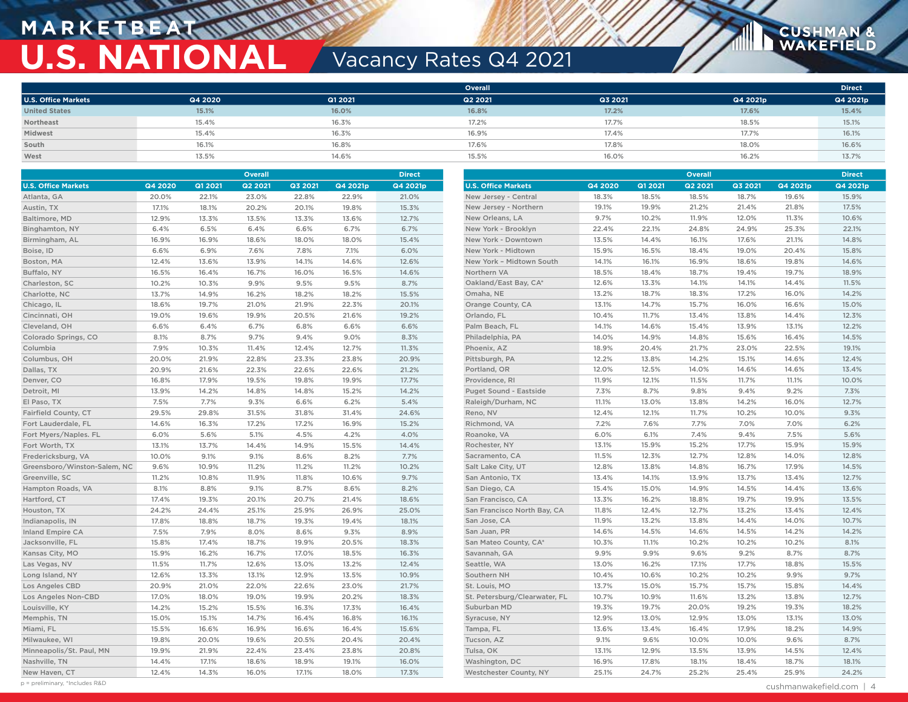# MARKETBEAT

# U.S. NATIONAL

## Vacancy Rates Q4 2021

| | Overall | | | | | Direct |
|---|---|---|---|---|---|---|
| U.S. Office Markets | Q4 2020 | Q1 2021 | Q2 2021 | Q3 2021 | Q4 2021p | Q4 2021p |
| United States | 15.1% | 16.0% | 16.8% | 17.2% | 17.6% | 15.4% |
| Northeast | 15.4% | 16.3% | 17.2% | 17.7% | 18.5% | 15.1% |
| Midwest | 15.4% | 16.3% | 16.9% | 17.4% | 17.7% | 16.1% |
| South | 16.1% | 16.8% | 17.6% | 17.8% | 18.0% | 16.6% |
| West | 13.5% | 14.6% | 15.5% | 16.0% | 16.2% | 13.7% |

| | Overall | | | | | Direct |
|---|---|---|---|---|---|---|
| U.S. Office Markets | Q4 2020 | Q1 2021 | Q2 2021 | Q3 2021 | Q4 2021p | Q4 2021p |
| Atlanta, GA | 20.0% | 22.1% | 23.0% | 22.8% | 22.9% | 21.0% |
| Austin, TX | 17.1% | 18.1% | 20.2% | 20.1% | 19.8% | 15.3% |
| Baltimore, MD | 12.9% | 13.3% | 13.5% | 13.3% | 13.6% | 12.7% |
| Binghamton, NY | 6.4% | 6.5% | 6.4% | 6.6% | 6.7% | 6.7% |
| Birmingham, AL | 16.9% | 16.9% | 18.6% | 18.0% | 18.0% | 15.4% |
| Boise, ID | 6.6% | 6.9% | 7.6% | 7.8% | 7.1% | 6.0% |
| Boston, MA | 12.4% | 13.6% | 13.9% | 14.1% | 14.6% | 12.6% |
| Buffalo, NY | 16.5% | 16.4% | 16.7% | 16.0% | 16.5% | 14.6% |
| Charleston, SC | 10.2% | 10.3% | 9.9% | 9.5% | 9.5% | 8.7% |
| Charlotte, NC | 13.7% | 14.9% | 16.2% | 18.2% | 18.2% | 15.5% |
| Chicago, IL | 18.6% | 19.7% | 21.0% | 21.9% | 22.3% | 20.1% |
| Cincinnati, OH | 19.0% | 19.6% | 19.9% | 20.5% | 21.6% | 19.2% |
| Cleveland, OH | 6.6% | 6.4% | 6.7% | 6.8% | 6.6% | 6.6% |
| Colorado Springs, CO | 8.1% | 8.7% | 9.7% | 9.4% | 9.0% | 8.3% |
| Columbia | 7.9% | 10.3% | 11.4% | 12.4% | 12.7% | 11.3% |
| Columbus, OH | 20.0% | 21.9% | 22.8% | 23.3% | 23.8% | 20.9% |
| Dallas, TX | 20.9% | 21.6% | 22.3% | 22.6% | 22.6% | 21.2% |
| Denver, CO | 16.8% | 17.9% | 19.5% | 19.8% | 19.9% | 17.7% |
| Detroit, MI | 13.9% | 14.2% | 14.8% | 14.8% | 15.2% | 14.2% |
| El Paso, TX | 7.5% | 7.7% | 9.3% | 6.6% | 6.2% | 5.4% |
| Fairfield County, CT | 29.5% | 29.8% | 31.5% | 31.8% | 31.4% | 24.6% |
| Fort Lauderdale, FL | 14.6% | 16.3% | 17.2% | 17.2% | 16.9% | 15.2% |
| Fort Myers/Naples. FL | 6.0% | 5.6% | 5.1% | 4.5% | 4.2% | 4.0% |
| Fort Worth, TX | 13.1% | 13.7% | 14.4% | 14.9% | 15.5% | 14.4% |
| Fredericksburg, VA | 10.0% | 9.1% | 9.1% | 8.6% | 8.2% | 7.7% |
| Greensboro/Winston-Salem, NC | 9.6% | 10.9% | 11.2% | 11.2% | 11.2% | 10.2% |
| Greenville, SC | 11.2% | 10.8% | 11.9% | 11.8% | 10.6% | 9.7% |
| Hampton Roads, VA | 8.1% | 8.8% | 9.1% | 8.7% | 8.6% | 8.2% |
| Hartford, CT | 17.4% | 19.3% | 20.1% | 20.7% | 21.4% | 18.6% |
| Houston, TX | 24.2% | 24.4% | 25.1% | 25.9% | 26.9% | 25.0% |
| Indianapolis, IN | 17.8% | 18.8% | 18.7% | 19.3% | 19.4% | 18.1% |
| Inland Empire CA | 7.5% | 7.9% | 8.0% | 8.6% | 9.3% | 8.9% |
| Jacksonville, FL | 15.8% | 17.4% | 18.7% | 19.9% | 20.5% | 18.3% |
| Kansas City, MO | 15.9% | 16.2% | 16.7% | 17.0% | 18.5% | 16.3% |
| Las Vegas, NV | 11.5% | 11.7% | 12.6% | 13.0% | 13.2% | 12.4% |
| Long Island, NY | 12.6% | 13.3% | 13.1% | 12.9% | 13.5% | 10.9% |
| Los Angeles CBD | 20.9% | 21.0% | 22.0% | 22.6% | 23.0% | 21.7% |
| Los Angeles Non-CBD | 17.0% | 18.0% | 19.0% | 19.9% | 20.2% | 18.3% |
| Louisville, KY | 14.2% | 15.2% | 15.5% | 16.3% | 17.3% | 16.4% |
| Memphis, TN | 15.0% | 15.1% | 14.7% | 16.4% | 16.8% | 16.1% |
| Miami, FL | 15.5% | 16.6% | 16.9% | 16.6% | 16.4% | 15.6% |
| Milwaukee, WI | 19.8% | 20.0% | 19.6% | 20.5% | 20.4% | 20.4% |
| Minneapolis/St. Paul, MN | 19.9% | 21.9% | 22.4% | 23.4% | 23.8% | 20.8% |
| Nashville, TN | 14.4% | 17.1% | 18.6% | 18.9% | 19.1% | 16.0% |
| New Haven, CT | 12.4% | 14.3% | 16.0% | 17.1% | 18.0% | 17.3% |
| New Jersey - Central | 18.3% | 18.5% | 18.5% | 18.7% | 19.6% | 15.9% |
| New Jersey - Northern | 19.1% | 19.9% | 21.2% | 21.4% | 21.8% | 17.5% |
| New Orleans, LA | 9.7% | 10.2% | 11.9% | 12.0% | 11.3% | 10.6% |
| New York - Brooklyn | 22.4% | 22.1% | 24.8% | 24.9% | 25.3% | 22.1% |
| New York - Downtown | 13.5% | 14.4% | 16.1% | 17.6% | 21.1% | 14.8% |
| New York - Midtown | 15.9% | 16.5% | 18.4% | 19.0% | 20.4% | 15.8% |
| New York – Midtown South | 14.1% | 16.1% | 16.9% | 18.6% | 19.8% | 14.6% |
| Northern VA | 18.5% | 18.4% | 18.7% | 19.4% | 19.7% | 18.9% |
| Oakland/East Bay, CA* | 12.6% | 13.3% | 14.1% | 14.1% | 14.4% | 11.5% |
| Omaha, NE | 13.2% | 18.7% | 18.3% | 17.2% | 16.0% | 14.2% |
| Orange County, CA | 13.1% | 14.7% | 15.7% | 16.0% | 16.6% | 15.0% |
| Orlando, FL | 10.4% | 11.7% | 13.4% | 13.8% | 14.4% | 12.3% |
| Palm Beach, FL | 14.1% | 14.6% | 15.4% | 13.9% | 13.1% | 12.2% |
| Philadelphia, PA | 14.0% | 14.9% | 14.8% | 15.6% | 16.4% | 14.5% |
| Phoenix, AZ | 18.9% | 20.4% | 21.7% | 23.0% | 22.5% | 19.1% |
| Pittsburgh, PA | 12.2% | 13.8% | 14.2% | 15.1% | 14.6% | 12.4% |
| Portland, OR | 12.0% | 12.5% | 14.0% | 14.6% | 14.6% | 13.4% |
| Providence, RI | 11.9% | 12.1% | 11.5% | 11.7% | 11.1% | 10.0% |
| Puget Sound - Eastside | 7.3% | 8.7% | 9.8% | 9.4% | 9.2% | 7.3% |
| Raleigh/Durham, NC | 11.1% | 13.0% | 13.8% | 14.2% | 16.0% | 12.7% |
| Reno, NV | 12.4% | 12.1% | 11.7% | 10.2% | 10.0% | 9.3% |
| Richmond, VA | 7.2% | 7.6% | 7.7% | 7.0% | 7.0% | 6.2% |
| Roanoke, VA | 6.0% | 6.1% | 7.4% | 9.4% | 7.5% | 5.6% |
| Rochester, NY | 13.1% | 15.9% | 15.2% | 17.7% | 15.9% | 15.9% |
| Sacramento, CA | 11.5% | 12.3% | 12.7% | 12.8% | 14.0% | 12.8% |
| Salt Lake City, UT | 12.8% | 13.8% | 14.8% | 16.7% | 17.9% | 14.5% |
| San Antonio, TX | 13.4% | 14.1% | 13.9% | 13.7% | 13.4% | 12.7% |
| San Diego, CA | 15.4% | 15.0% | 14.9% | 14.5% | 14.4% | 13.6% |
| San Francisco, CA | 13.3% | 16.2% | 18.8% | 19.7% | 19.9% | 13.5% |
| San Francisco North Bay, CA | 11.8% | 12.4% | 12.7% | 13.2% | 13.4% | 12.4% |
| San Jose, CA | 11.9% | 13.2% | 13.8% | 14.4% | 14.0% | 10.7% |
| San Juan, PR | 14.6% | 14.5% | 14.6% | 14.5% | 14.2% | 14.2% |
| San Mateo County, CA* | 10.3% | 11.1% | 10.2% | 10.2% | 10.2% | 8.1% |
| Savannah, GA | 9.9% | 9.9% | 9.6% | 9.2% | 8.7% | 8.7% |
| Seattle, WA | 13.0% | 16.2% | 17.1% | 17.7% | 18.8% | 15.5% |
| Southern NH | 10.4% | 10.6% | 10.2% | 10.2% | 9.9% | 9.7% |
| St. Louis, MO | 13.7% | 15.0% | 15.7% | 15.7% | 15.8% | 14.4% |
| St. Petersburg/Clearwater, FL | 10.7% | 10.9% | 11.6% | 13.2% | 13.8% | 12.7% |
| Suburban MD | 19.3% | 19.7% | 20.0% | 19.2% | 19.3% | 18.2% |
| Syracuse, NY | 12.9% | 13.0% | 12.9% | 13.0% | 13.1% | 13.0% |
| Tampa, FL | 13.6% | 13.4% | 16.4% | 17.9% | 18.2% | 14.9% |
| Tucson, AZ | 9.1% | 9.6% | 10.0% | 10.0% | 9.6% | 8.7% |
| Tulsa, OK | 13.1% | 12.9% | 13.5% | 13.9% | 14.5% | 12.4% |
| Washington, DC | 16.9% | 17.8% | 18.1% | 18.4% | 18.7% | 18.1% |
| Westchester County, NY | 25.1% | 24.7% | 25.2% | 25.4% | 25.9% | 24.2% |

p = preliminary, *Includes R&D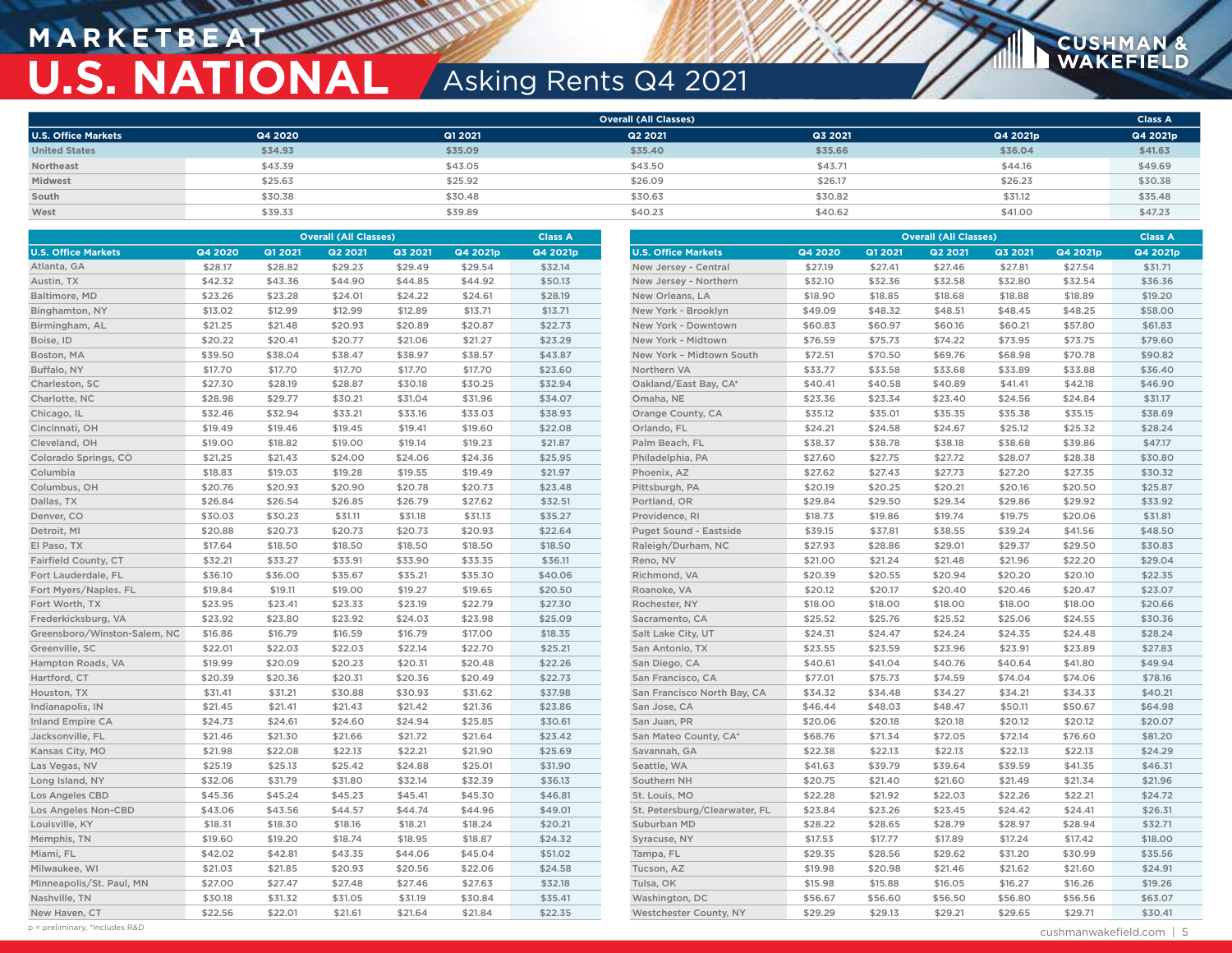# MARKETBEAT

# U.S. NATIONAL

## Asking Rents Q4 2021

| | Overall (All Classes) | | | | | Class A |
|---|---|---|---|---|---|---|
| U.S. Office Markets | Q4 2020 | Q1 2021 | Q2 2021 | Q3 2021 | Q4 2021p | Q4 2021p |
| United States | $34.93 | $35.09 | $35.40 | $35.66 | $36.04 | $41.63 |
| Northeast | $43.39 | $43.05 | $43.50 | $43.71 | $44.16 | $49.69 |
| Midwest | $25.63 | $25.92 | $26.09 | $26.17 | $26.23 | $30.38 |
| South | $30.38 | $30.48 | $30.63 | $30.82 | $31.12 | $35.48 |
| West | $39.33 | $39.89 | $40.23 | $40.62 | $41.00 | $47.23 |

| | Overall (All Classes) | | | | | Class A |
|---|---|---|---|---|---|---|
| U.S. Office Markets | Q4 2020 | Q1 2021 | Q2 2021 | Q3 2021 | Q4 2021p | Q4 2021p |
| Atlanta, GA | $28.17 | $28.82 | $29.23 | $29.49 | $29.54 | $32.14 |
| Austin, TX | $42.32 | $43.36 | $44.90 | $44.85 | $44.92 | $50.13 |
| Baltimore, MD | $23.26 | $23.28 | $24.01 | $24.22 | $24.61 | $28.19 |
| Binghamton, NY | $13.02 | $12.99 | $12.99 | $12.89 | $13.71 | $13.71 |
| Birmingham, AL | $21.25 | $21.48 | $20.93 | $20.89 | $20.87 | $22.73 |
| Boise, ID | $20.22 | $20.41 | $20.77 | $21.06 | $21.27 | $23.29 |
| Boston, MA | $39.50 | $38.04 | $38.47 | $38.97 | $38.57 | $43.87 |
| Buffalo, NY | $17.70 | $17.70 | $17.70 | $17.70 | $17.70 | $23.60 |
| Charleston, SC | $27.30 | $28.19 | $28.87 | $30.18 | $30.25 | $32.94 |
| Charlotte, NC | $28.98 | $29.77 | $30.21 | $31.04 | $31.96 | $34.07 |
| Chicago, IL | $32.46 | $32.94 | $33.21 | $33.16 | $33.03 | $38.93 |
| Cincinnati, OH | $19.49 | $19.46 | $19.45 | $19.41 | $19.60 | $22.08 |
| Cleveland, OH | $19.00 | $18.82 | $19.00 | $19.14 | $19.23 | $21.87 |
| Colorado Springs, CO | $21.25 | $21.43 | $24.00 | $24.06 | $24.36 | $25.95 |
| Columbia | $18.83 | $19.03 | $19.28 | $19.55 | $19.49 | $21.97 |
| Columbus, OH | $20.76 | $20.93 | $20.90 | $20.78 | $20.73 | $23.48 |
| Dallas, TX | $26.84 | $26.54 | $26.85 | $26.79 | $27.62 | $32.51 |
| Denver, CO | $30.03 | $30.23 | $31.11 | $31.18 | $31.13 | $35.27 |
| Detroit, MI | $20.88 | $20.73 | $20.73 | $20.73 | $20.93 | $22.64 |
| El Paso, TX | $17.64 | $18.50 | $18.50 | $18.50 | $18.50 | $18.50 |
| Fairfield County, CT | $32.21 | $33.27 | $33.91 | $33.90 | $33.35 | $36.11 |
| Fort Lauderdale, FL | $36.10 | $36.00 | $35.67 | $35.21 | $35.30 | $40.06 |
| Fort Myers/Naples. FL | $19.84 | $19.11 | $19.00 | $19.27 | $19.65 | $20.50 |
| Fort Worth, TX | $23.95 | $23.41 | $23.33 | $23.19 | $22.79 | $27.30 |
| Frederkicksburg, VA | $23.92 | $23.80 | $23.92 | $24.03 | $23.98 | $25.09 |
| Greensboro/Winston-Salem, NC | $16.86 | $16.79 | $16.59 | $16.79 | $17.00 | $18.35 |
| Greenville, SC | $22.01 | $22.03 | $22.03 | $22.14 | $22.70 | $25.21 |
| Hampton Roads, VA | $19.99 | $20.09 | $20.23 | $20.31 | $20.48 | $22.26 |
| Hartford, CT | $20.39 | $20.36 | $20.31 | $20.36 | $20.49 | $22.73 |
| Houston, TX | $31.41 | $31.21 | $30.88 | $30.93 | $31.62 | $37.98 |
| Indianapolis, IN | $21.45 | $21.41 | $21.43 | $21.42 | $21.36 | $23.86 |
| Inland Empire CA | $24.73 | $24.61 | $24.60 | $24.94 | $25.85 | $30.61 |
| Jacksonville, FL | $21.46 | $21.30 | $21.66 | $21.72 | $21.64 | $23.42 |
| Kansas City, MO | $21.98 | $22.08 | $22.13 | $22.21 | $21.90 | $25.69 |
| Las Vegas, NV | $25.19 | $25.13 | $25.42 | $24.88 | $25.01 | $31.90 |
| Long Island, NY | $32.06 | $31.79 | $31.80 | $32.14 | $32.39 | $36.13 |
| Los Angeles CBD | $45.36 | $45.24 | $45.23 | $45.41 | $45.30 | $46.81 |
| Los Angeles Non-CBD | $43.06 | $43.56 | $44.57 | $44.74 | $44.96 | $49.01 |
| Louisville, KY | $18.31 | $18.30 | $18.16 | $18.21 | $18.24 | $20.21 |
| Memphis, TN | $19.60 | $19.20 | $18.74 | $18.95 | $18.87 | $24.32 |
| Miami, FL | $42.02 | $42.81 | $43.35 | $44.06 | $45.04 | $51.02 |
| Milwaukee, WI | $21.03 | $21.85 | $20.93 | $20.56 | $22.06 | $24.58 |
| Minneapolis/St. Paul, MN | $27.00 | $27.47 | $27.48 | $27.46 | $27.63 | $32.18 |
| Nashville, TN | $30.18 | $31.32 | $31.05 | $31.19 | $30.84 | $35.41 |
| New Haven, CT | $22.56 | $22.01 | $21.61 | $21.64 | $21.84 | $22.35 |
| New Jersey - Central | $27.19 | $27.41 | $27.46 | $27.81 | $27.54 | $31.71 |
| New Jersey - Northern | $32.10 | $32.36 | $32.58 | $32.80 | $32.54 | $36.36 |
| New Orleans, LA | $18.90 | $18.85 | $18.68 | $18.88 | $18.89 | $19.20 |
| New York - Brooklyn | $49.09 | $48.32 | $48.51 | $48.45 | $48.25 | $58.00 |
| New York - Downtown | $60.83 | $60.97 | $60.16 | $60.21 | $57.80 | $61.83 |
| New York - Midtown | $76.59 | $75.73 | $74.22 | $73.95 | $73.75 | $79.60 |
| New York – Midtown South | $72.51 | $70.50 | $69.76 | $68.98 | $70.78 | $90.82 |
| Northern VA | $33.77 | $33.58 | $33.68 | $33.89 | $33.88 | $36.40 |
| Oakland/East Bay, CA* | $40.41 | $40.58 | $40.89 | $41.41 | $42.18 | $46.90 |
| Omaha, NE | $23.36 | $23.34 | $23.40 | $24.56 | $24.84 | $31.17 |
| Orange County, CA | $35.12 | $35.01 | $35.35 | $35.38 | $35.15 | $38.69 |
| Orlando, FL | $24.21 | $24.58 | $24.67 | $25.12 | $25.32 | $28.24 |
| Palm Beach, FL | $38.37 | $38.78 | $38.18 | $38.68 | $39.86 | $47.17 |
| Philadelphia, PA | $27.60 | $27.75 | $27.72 | $28.07 | $28.38 | $30.80 |
| Phoenix, AZ | $27.62 | $27.43 | $27.73 | $27.20 | $27.35 | $30.32 |
| Pittsburgh, PA | $20.19 | $20.25 | $20.21 | $20.16 | $20.50 | $25.87 |
| Portland, OR | $29.84 | $29.50 | $29.34 | $29.86 | $29.92 | $33.92 |
| Providence, RI | $18.73 | $19.86 | $19.74 | $19.75 | $20.06 | $31.81 |
| Puget Sound - Eastside | $39.15 | $37.81 | $38.55 | $39.24 | $41.56 | $48.50 |
| Raleigh/Durham, NC | $27.93 | $28.86 | $29.01 | $29.37 | $29.50 | $30.83 |
| Reno, NV | $21.00 | $21.24 | $21.48 | $21.96 | $22.20 | $29.04 |
| Richmond, VA | $20.39 | $20.55 | $20.94 | $20.20 | $20.10 | $22.35 |
| Roanoke, VA | $20.12 | $20.17 | $20.40 | $20.46 | $20.47 | $23.07 |
| Rochester, NY | $18.00 | $18.00 | $18.00 | $18.00 | $18.00 | $20.66 |
| Sacramento, CA | $25.52 | $25.76 | $25.52 | $25.06 | $24.55 | $30.36 |
| Salt Lake City, UT | $24.31 | $24.47 | $24.24 | $24.35 | $24.48 | $28.24 |
| San Antonio, TX | $23.55 | $23.59 | $23.96 | $23.91 | $23.89 | $27.83 |
| San Diego, CA | $40.61 | $41.04 | $40.76 | $40.64 | $41.80 | $49.94 |
| San Francisco, CA | $77.01 | $75.73 | $74.59 | $74.04 | $74.06 | $78.16 |
| San Francisco North Bay, CA | $34.32 | $34.48 | $34.27 | $34.21 | $34.33 | $40.21 |
| San Jose, CA | $46.44 | $48.03 | $48.47 | $50.11 | $50.67 | $64.98 |
| San Juan, PR | $20.06 | $20.18 | $20.18 | $20.12 | $20.12 | $20.07 |
| San Mateo County, CA* | $68.76 | $71.34 | $72.05 | $72.14 | $76.60 | $81.20 |
| Savannah, GA | $22.38 | $22.13 | $22.13 | $22.13 | $22.13 | $24.29 |
| Seattle, WA | $41.63 | $39.79 | $39.64 | $39.59 | $41.35 | $46.31 |
| Southern NH | $20.75 | $21.40 | $21.60 | $21.49 | $21.34 | $21.96 |
| St. Louis, MO | $22.28 | $21.92 | $22.03 | $22.26 | $22.21 | $24.72 |
| St. Petersburg/Clearwater, FL | $23.84 | $23.26 | $23.45 | $24.42 | $24.41 | $26.31 |
| Suburban MD | $28.22 | $28.65 | $28.79 | $28.97 | $28.94 | $32.71 |
| Syracuse, NY | $17.53 | $17.77 | $17.89 | $17.24 | $17.42 | $18.00 |
| Tampa, FL | $29.35 | $28.56 | $29.62 | $31.20 | $30.99 | $35.56 |
| Tucson, AZ | $19.98 | $20.98 | $21.46 | $21.62 | $21.60 | $24.91 |
| Tulsa, OK | $15.98 | $15.88 | $16.05 | $16.27 | $16.26 | $19.26 |
| Washington, DC | $56.67 | $56.60 | $56.50 | $56.80 | $56.56 | $63.07 |
| Westchester County, NY | $29.29 | $29.13 | $29.21 | $29.65 | $29.71 | $30.41 |

p = preliminary, *Includes R&D

cushmanwakefield.com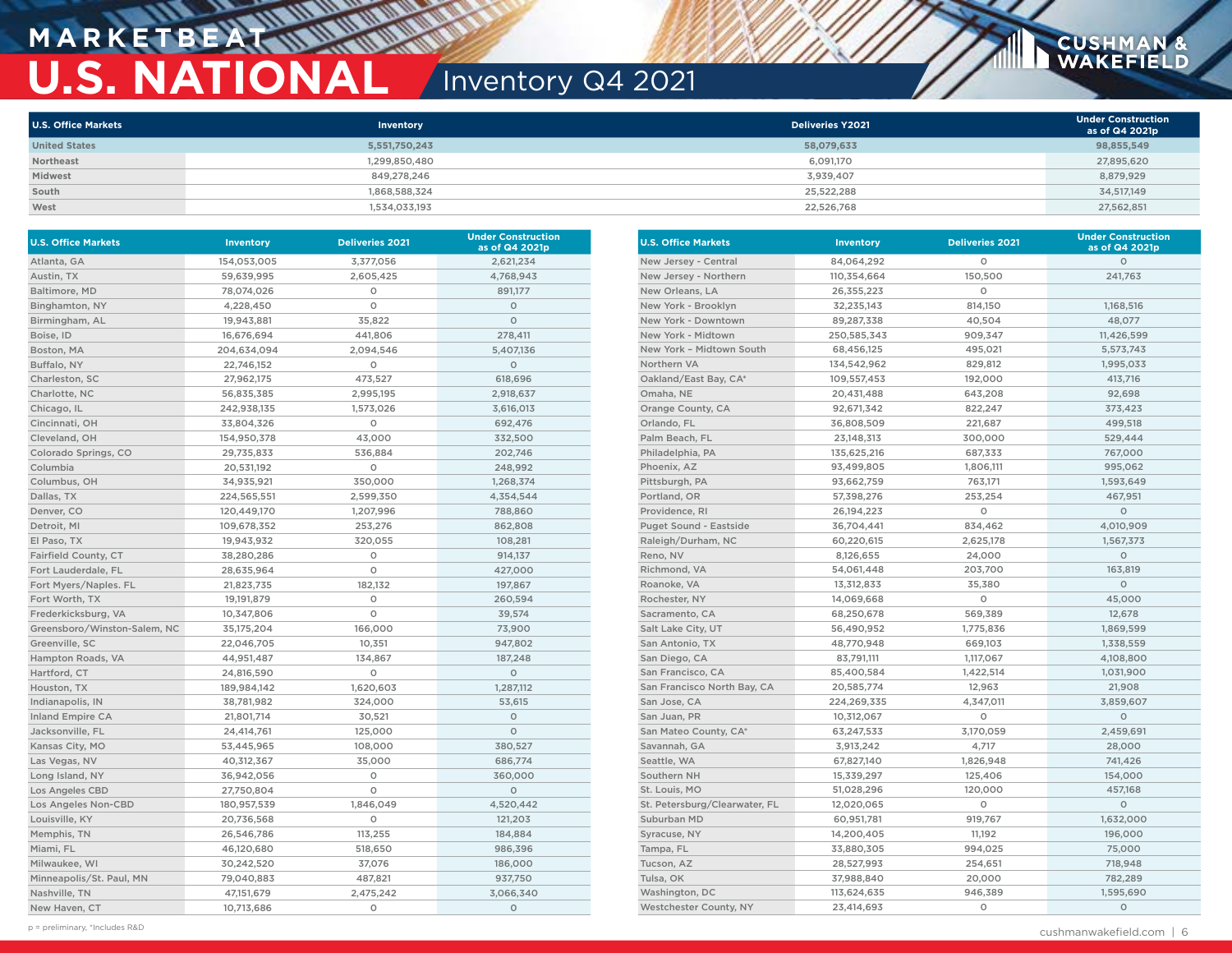# MARKETBEAT
# U.S. NATIONAL
## Inventory Q4 2021

| U.S. Office Markets | Inventory | Deliveries Y2021 | Under Construction as of Q4 2021p |
|---|---|---|---|
| United States | 5,551,750,243 | 58,079,633 | 98,855,549 |
| Northeast | 1,299,850,480 | 6,091,170 | 27,895,620 |
| Midwest | 849,278,246 | 3,939,407 | 8,879,929 |
| South | 1,868,588,324 | 25,522,288 | 34,517,149 |
| West | 1,534,033,193 | 22,526,768 | 27,562,851 |

| U.S. Office Markets | Inventory | Deliveries 2021 | Under Construction as of Q4 2021p |
|---|---|---|---|
| Atlanta, GA | 154,053,005 | 3,377,056 | 2,621,234 |
| Austin, TX | 59,639,995 | 2,605,425 | 4,768,943 |
| Baltimore, MD | 78,074,026 | 0 | 891,177 |
| Binghamton, NY | 4,228,450 | 0 | 0 |
| Birmingham, AL | 19,943,881 | 35,822 | 0 |
| Boise, ID | 16,676,694 | 441,806 | 278,411 |
| Boston, MA | 204,634,094 | 2,094,546 | 5,407,136 |
| Buffalo, NY | 22,746,152 | 0 | 0 |
| Charleston, SC | 27,962,175 | 473,527 | 618,696 |
| Charlotte, NC | 56,835,385 | 2,995,195 | 2,918,637 |
| Chicago, IL | 242,938,135 | 1,573,026 | 3,616,013 |
| Cincinnati, OH | 33,804,326 | 0 | 692,476 |
| Cleveland, OH | 154,950,378 | 43,000 | 332,500 |
| Colorado Springs, CO | 29,735,833 | 536,884 | 202,746 |
| Columbia | 20,531,192 | 0 | 248,992 |
| Columbus, OH | 34,935,921 | 350,000 | 1,268,374 |
| Dallas, TX | 224,565,551 | 2,599,350 | 4,354,544 |
| Denver, CO | 120,449,170 | 1,207,996 | 788,860 |
| Detroit, MI | 109,678,352 | 253,276 | 862,808 |
| El Paso, TX | 19,943,932 | 320,055 | 108,281 |
| Fairfield County, CT | 38,280,286 | 0 | 914,137 |
| Fort Lauderdale, FL | 28,635,964 | 0 | 427,000 |
| Fort Myers/Naples. FL | 21,823,735 | 182,132 | 197,867 |
| Fort Worth, TX | 19,191,879 | 0 | 260,594 |
| Frederkicksburg, VA | 10,347,806 | 0 | 39,574 |
| Greensboro/Winston-Salem, NC | 35,175,204 | 166,000 | 73,900 |
| Greenville, SC | 22,046,705 | 10,351 | 947,802 |
| Hampton Roads, VA | 44,951,487 | 134,867 | 187,248 |
| Hartford, CT | 24,816,590 | 0 | 0 |
| Houston, TX | 189,984,142 | 1,620,603 | 1,287,112 |
| Indianapolis, IN | 38,781,982 | 324,000 | 53,615 |
| Inland Empire CA | 21,801,714 | 30,521 | 0 |
| Jacksonville, FL | 24,414,761 | 125,000 | 0 |
| Kansas City, MO | 53,445,965 | 108,000 | 380,527 |
| Las Vegas, NV | 40,312,367 | 35,000 | 686,774 |
| Long Island, NY | 36,942,056 | 0 | 360,000 |
| Los Angeles CBD | 27,750,804 | 0 | 0 |
| Los Angeles Non-CBD | 180,957,539 | 1,846,049 | 4,520,442 |
| Louisville, KY | 20,736,568 | 0 | 121,203 |
| Memphis, TN | 26,546,786 | 113,255 | 184,884 |
| Miami, FL | 46,120,680 | 518,650 | 986,396 |
| Milwaukee, WI | 30,242,520 | 37,076 | 186,000 |
| Minneapolis/St. Paul, MN | 79,040,883 | 487,821 | 937,750 |
| Nashville, TN | 47,151,679 | 2,475,242 | 3,066,340 |
| New Haven, CT | 10,713,686 | 0 | 0 |
| New Jersey - Central | 84,064,292 | 0 | 0 |
| New Jersey - Northern | 110,354,664 | 150,500 | 241,763 |
| New Orleans, LA | 26,355,223 | 0 | |
| New York - Brooklyn | 32,235,143 | 814,150 | 1,168,516 |
| New York - Downtown | 89,287,338 | 40,504 | 48,077 |
| New York - Midtown | 250,585,343 | 909,347 | 11,426,599 |
| New York – Midtown South | 68,456,125 | 495,021 | 5,573,743 |
| Northern VA | 134,542,962 | 829,812 | 1,995,033 |
| Oakland/East Bay, CA* | 109,557,453 | 192,000 | 413,716 |
| Omaha, NE | 20,431,488 | 643,208 | 92,698 |
| Orange County, CA | 92,671,342 | 822,247 | 373,423 |
| Orlando, FL | 36,808,509 | 221,687 | 499,518 |
| Palm Beach, FL | 23,148,313 | 300,000 | 529,444 |
| Philadelphia, PA | 135,625,216 | 687,333 | 767,000 |
| Phoenix, AZ | 93,499,805 | 1,806,111 | 995,062 |
| Pittsburgh, PA | 93,662,759 | 763,171 | 1,593,649 |
| Portland, OR | 57,398,276 | 253,254 | 467,951 |
| Providence, RI | 26,194,223 | 0 | 0 |
| Puget Sound - Eastside | 36,704,441 | 834,462 | 4,010,909 |
| Raleigh/Durham, NC | 60,220,615 | 2,625,178 | 1,567,373 |
| Reno, NV | 8,126,655 | 24,000 | 0 |
| Richmond, VA | 54,061,448 | 203,700 | 163,819 |
| Roanoke, VA | 13,312,833 | 35,380 | 0 |
| Rochester, NY | 14,069,668 | 0 | 45,000 |
| Sacramento, CA | 68,250,678 | 569,389 | 12,678 |
| Salt Lake City, UT | 56,490,952 | 1,775,836 | 1,869,599 |
| San Antonio, TX | 48,770,948 | 669,103 | 1,338,559 |
| San Diego, CA | 83,791,111 | 1,117,067 | 4,108,800 |
| San Francisco, CA | 85,400,584 | 1,422,514 | 1,031,900 |
| San Francisco North Bay, CA | 20,585,774 | 12,963 | 21,908 |
| San Jose, CA | 224,269,335 | 4,347,011 | 3,859,607 |
| San Juan, PR | 10,312,067 | 0 | 0 |
| San Mateo County, CA* | 63,247,533 | 3,170,059 | 2,459,691 |
| Savannah, GA | 3,913,242 | 4,717 | 28,000 |
| Seattle, WA | 67,827,140 | 1,826,948 | 741,426 |
| Southern NH | 15,339,297 | 125,406 | 154,000 |
| St. Louis, MO | 51,028,296 | 120,000 | 457,168 |
| St. Petersburg/Clearwater, FL | 12,020,065 | 0 | 0 |
| Suburban MD | 60,951,781 | 919,767 | 1,632,000 |
| Syracuse, NY | 14,200,405 | 11,192 | 196,000 |
| Tampa, FL | 33,880,305 | 994,025 | 75,000 |
| Tucson, AZ | 28,527,993 | 254,651 | 718,948 |
| Tulsa, OK | 37,988,840 | 20,000 | 782,289 |
| Washington, DC | 113,624,635 | 946,389 | 1,595,690 |
| Westchester County, NY | 23,414,693 | 0 | 0 |

p = preliminary, *Includes R&D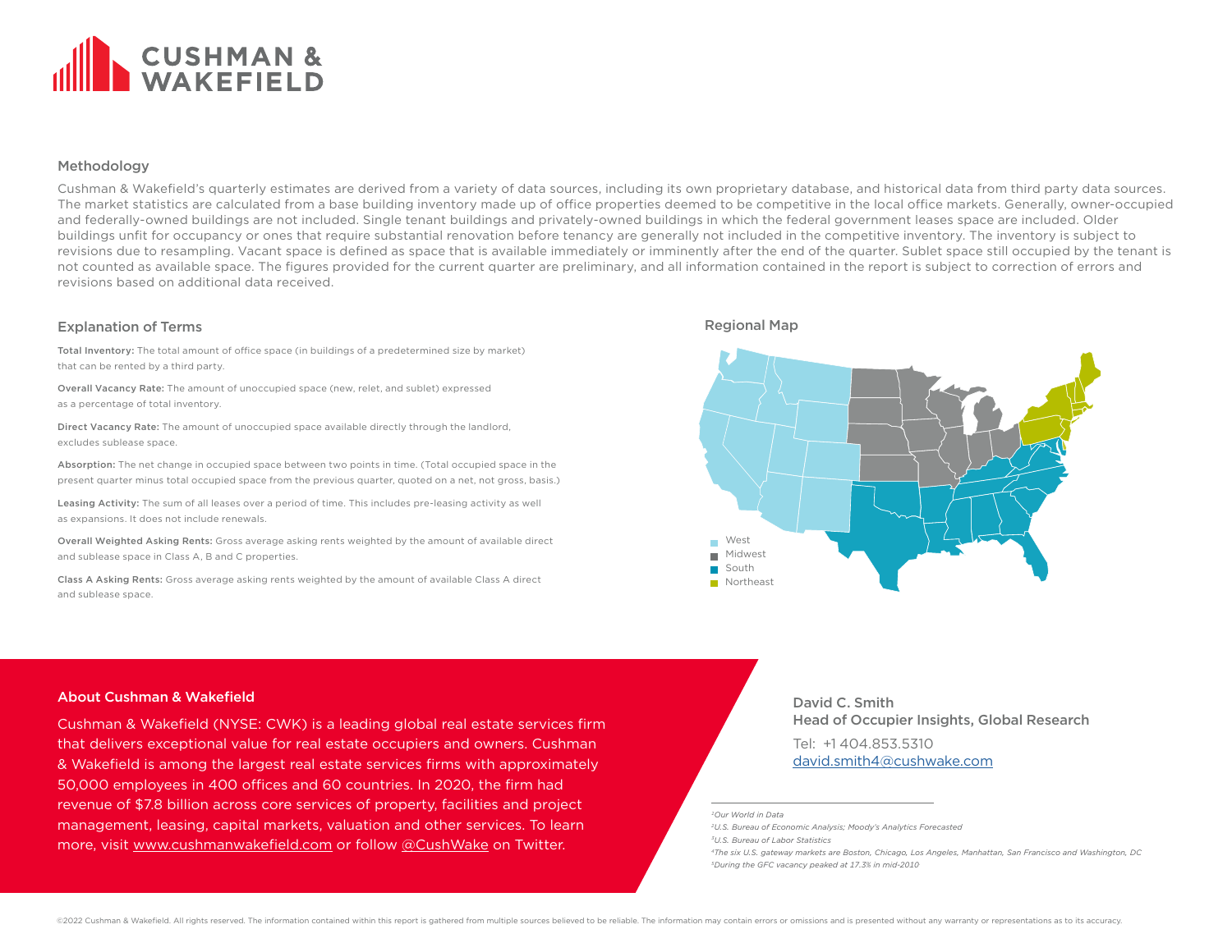# CUSHMAN & WAKEFIELD

## Methodology

Cushman & Wakefield's quarterly estimates are derived from a variety of data sources, including its own proprietary database, and historical data from third party data sources. The market statistics are calculated from a base building inventory made up of office properties deemed to be competitive in the local office markets. Generally, owner-occupied and federally-owned buildings are not included. Single tenant buildings and privately-owned buildings in which the federal government leases space are included. Older buildings unfit for occupancy or ones that require substantial renovation before tenancy are generally not included in the competitive inventory. The inventory is subject to revisions due to resampling. Vacant space is defined as space that is available immediately or imminently after the end of the quarter. Sublet space still occupied by the tenant is not counted as available space. The figures provided for the current quarter are preliminary, and all information contained in the report is subject to correction of errors and revisions based on additional data received.

## Explanation of Terms

**Total Inventory:** The total amount of office space (in buildings of a predetermined size by market) that can be rented by a third party.

**Overall Vacancy Rate:** The amount of unoccupied space (new, relet, and sublet) expressed as a percentage of total inventory.

**Direct Vacancy Rate:** The amount of unoccupied space available directly through the landlord, excludes sublease space.

**Absorption:** The net change in occupied space between two points in time. (Total occupied space in the present quarter minus total occupied space from the previous quarter, quoted on a net, not gross, basis.)

**Leasing Activity:** The sum of all leases over a period of time. This includes pre-leasing activity as well as expansions. It does not include renewals.

**Overall Weighted Asking Rents:** Gross average asking rents weighted by the amount of available direct and sublease space in Class A, B and C properties.

**Class A Asking Rents:** Gross average asking rents weighted by the amount of available Class A direct and sublease space.

## Regional Map

West
Midwest
South
Northeast

## About Cushman & Wakefield

Cushman & Wakefield (NYSE: CWK) is a leading global real estate services firm that delivers exceptional value for real estate occupiers and owners. Cushman & Wakefield is among the largest real estate services firms with approximately 50,000 employees in 400 offices and 60 countries. In 2020, the firm had revenue of $7.8 billion across core services of property, facilities and project management, leasing, capital markets, valuation and other services. To learn more, visit www.cushmanwakefield.com or follow @CushWake on Twitter.

**David C. Smith**
**Head of Occupier Insights, Global Research**

Tel: +1 404.853.5310
david.smith4@cushwake.com

---

*[1] Our World in Data*
*[2] U.S. Bureau of Economic Analysis; Moody's Analytics Forecasted*
*[3] U.S. Bureau of Labor Statistics*
*[4] The six U.S. gateway markets are Boston, Chicago, Los Angeles, Manhattan, San Francisco and Washington, DC*
*[5] During the GFC vacancy peaked at 17.3% in mid-2010*

©2022 Cushman & Wakefield. All rights reserved. The information contained within this report is gathered from multiple sources believed to be reliable. The information may contain errors or omissions and is presented without any warranty or representations as to its accuracy.